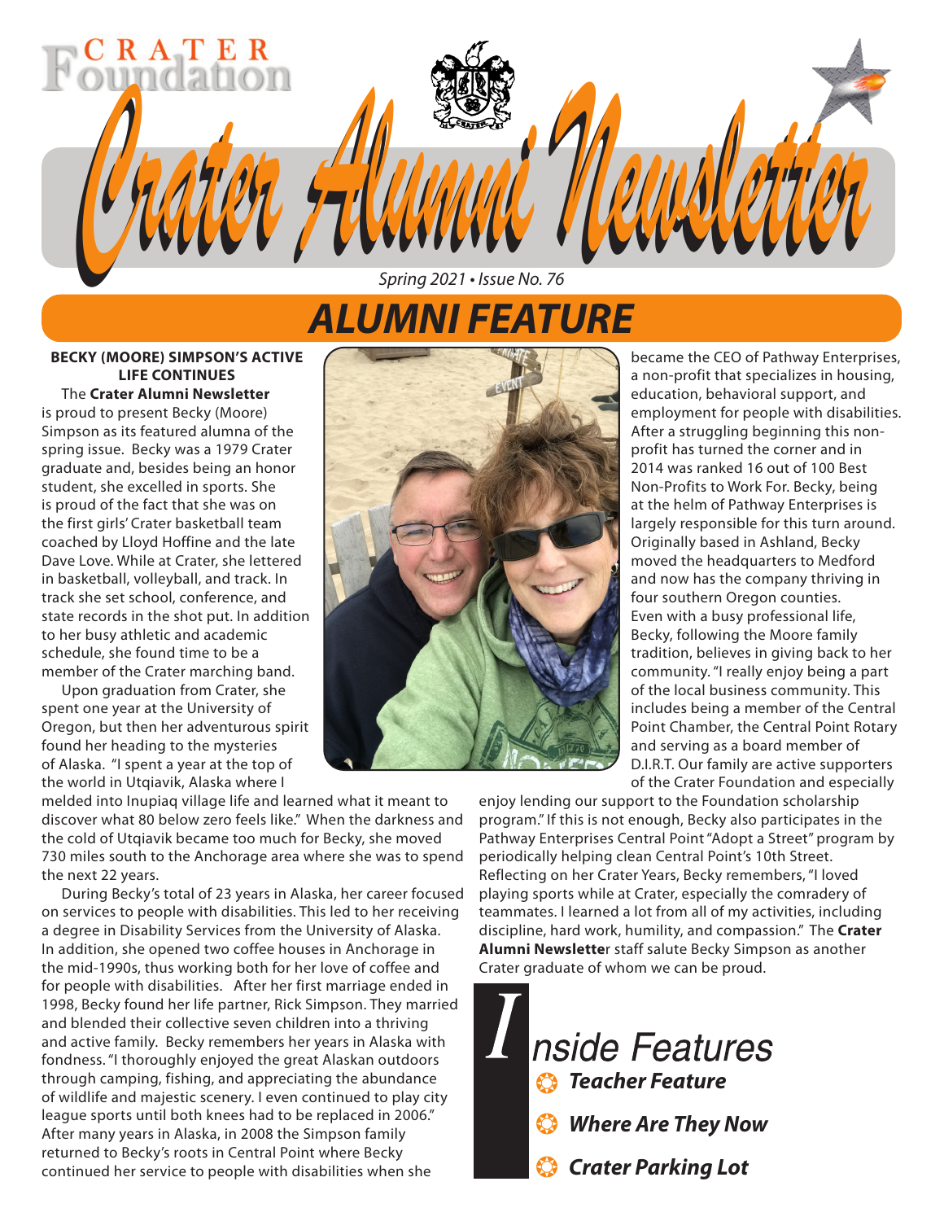# Crater Alumni Newsletter

*Spring 2021 • Issue No. 76*

## ALUMNI FEATURE

### BECKY (MOORE) SIMPSON'S ACTIVE LIFE CONTINUES

The **Crater Alumni Newsletter** is proud to present Becky (Moore) Simpson as its featured alumna of the spring issue. Becky was a 1979 Crater graduate and, besides being an honor student, she excelled in sports. She is proud of the fact that she was on the first girls' Crater basketball team coached by Lloyd Hoffine and the late Dave Love. While at Crater, she lettered in basketball, volleyball, and track. In track she set school, conference, and state records in the shot put. In addition to her busy athletic and academic schedule, she found time to be a member of the Crater marching band.

Upon graduation from Crater, she spent one year at the University of Oregon, but then her adventurous spirit found her heading to the mysteries of Alaska. "I spent a year at the top of the world in Utqiavik, Alaska where I melded into Inupiaq village life and learned what it meant to discover what 80 below zero feels like." When the darkness and the cold of Utqiavik became too much for Becky, she moved 730 miles south to the Anchorage area where she was to spend the next 22 years.

During Becky's total of 23 years in Alaska, her career focused on services to people with disabilities. This led to her receiving a degree in Disability Services from the University of Alaska. In addition, she opened two coffee houses in Anchorage in the mid-1990s, thus working both for her love of coffee and for people with disabilities. After her first marriage ended in 1998, Becky found her life partner, Rick Simpson. They married and blended their collective seven children into a thriving and active family. Becky remembers her years in Alaska with fondness. "I thoroughly enjoyed the great Alaskan outdoors through camping, fishing, and appreciating the abundance of wildlife and majestic scenery. I even continued to play city league sports until both knees had to be replaced in 2006." After many years in Alaska, in 2008 the Simpson family returned to Becky's roots in Central Point where Becky continued her service to people with disabilities when she became the CEO of Pathway Enterprises, a non-profit that specializes in housing, education, behavioral support, and employment for people with disabilities. After a struggling beginning this non-profit has turned the corner and in 2014 was ranked 16 out of 100 Best Non-Profits to Work For. Becky, being at the helm of Pathway Enterprises is largely responsible for this turn around. Originally based in Ashland, Becky moved the headquarters to Medford and now has the company thriving in four southern Oregon counties. Even with a busy professional life, Becky, following the Moore family tradition, believes in giving back to her community. "I really enjoy being a part of the local business community. This includes being a member of the Central Point Chamber, the Central Point Rotary and serving as a board member of D.I.R.T. Our family are active supporters of the Crater Foundation and especially enjoy lending our support to the Foundation scholarship program." If this is not enough, Becky also participates in the Pathway Enterprises Central Point "Adopt a Street" program by periodically helping clean Central Point's 10th Street. Reflecting on her Crater Years, Becky remembers, "I loved playing sports while at Crater, especially the comradery of teammates. I learned a lot from all of my activities, including discipline, hard work, humility, and compassion." The **Crater Alumni Newsletter** staff salute Becky Simpson as another Crater graduate of whom we can be proud.

## Inside Features

- ***Teacher Feature***
- ***Where Are They Now***
- ***Crater Parking Lot***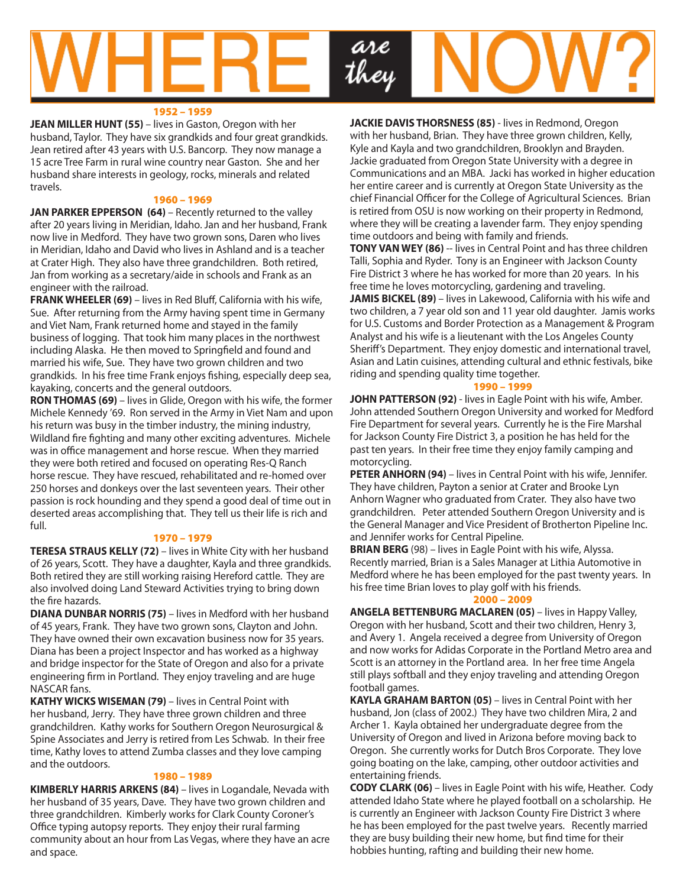# WHERE *are they* NOW?

### 1952 – 1959

**JEAN MILLER HUNT (55)** – lives in Gaston, Oregon with her husband, Taylor. They have six grandkids and four great grandkids. Jean retired after 43 years with U.S. Bancorp. They now manage a 15 acre Tree Farm in rural wine country near Gaston. She and her husband share interests in geology, rocks, minerals and related travels.

### 1960 – 1969

**JAN PARKER EPPERSON (64)** – Recently returned to the valley after 20 years living in Meridian, Idaho. Jan and her husband, Frank now live in Medford. They have two grown sons, Daren who lives in Meridian, Idaho and David who lives in Ashland and is a teacher at Crater High. They also have three grandchildren. Both retired, Jan from working as a secretary/aide in schools and Frank as an engineer with the railroad.

**FRANK WHEELER (69)** – lives in Red Bluff, California with his wife, Sue. After returning from the Army having spent time in Germany and Viet Nam, Frank returned home and stayed in the family business of logging. That took him many places in the northwest including Alaska. He then moved to Springfield and found and married his wife, Sue. They have two grown children and two grandkids. In his free time Frank enjoys fishing, especially deep sea, kayaking, concerts and the general outdoors.

**RON THOMAS (69)** – lives in Glide, Oregon with his wife, the former Michele Kennedy '69. Ron served in the Army in Viet Nam and upon his return was busy in the timber industry, the mining industry, Wildland fire fighting and many other exciting adventures. Michele was in office management and horse rescue. When they married they were both retired and focused on operating Res-Q Ranch horse rescue. They have rescued, rehabilitated and re-homed over 250 horses and donkeys over the last seventeen years. Their other passion is rock hounding and they spend a good deal of time out in deserted areas accomplishing that. They tell us their life is rich and full.

### 1970 – 1979

**TERESA STRAUS KELLY (72)** – lives in White City with her husband of 26 years, Scott. They have a daughter, Kayla and three grandkids. Both retired they are still working raising Hereford cattle. They are also involved doing Land Steward Activities trying to bring down the fire hazards.

**DIANA DUNBAR NORRIS (75)** – lives in Medford with her husband of 45 years, Frank. They have two grown sons, Clayton and John. They have owned their own excavation business now for 35 years. Diana has been a project Inspector and has worked as a highway and bridge inspector for the State of Oregon and also for a private engineering firm in Portland. They enjoy traveling and are huge NASCAR fans.

**KATHY WICKS WISEMAN (79)** – lives in Central Point with her husband, Jerry. They have three grown children and three grandchildren. Kathy works for Southern Oregon Neurosurgical & Spine Associates and Jerry is retired from Les Schwab. In their free time, Kathy loves to attend Zumba classes and they love camping and the outdoors.

### 1980 – 1989

**KIMBERLY HARRIS ARKENS (84)** – lives in Logandale, Nevada with her husband of 35 years, Dave. They have two grown children and three grandchildren. Kimberly works for Clark County Coroner's Office typing autopsy reports. They enjoy their rural farming community about an hour from Las Vegas, where they have an acre and space.

**JACKIE DAVIS THORSNESS (85)** - lives in Redmond, Oregon with her husband, Brian. They have three grown children, Kelly, Kyle and Kayla and two grandchildren, Brooklyn and Brayden. Jackie graduated from Oregon State University with a degree in Communications and an MBA. Jacki has worked in higher education her entire career and is currently at Oregon State University as the chief Financial Officer for the College of Agricultural Sciences. Brian is retired from OSU is now working on their property in Redmond, where they will be creating a lavender farm. They enjoy spending time outdoors and being with family and friends.

**TONY VAN WEY (86)** -- lives in Central Point and has three children Talli, Sophia and Ryder. Tony is an Engineer with Jackson County Fire District 3 where he has worked for more than 20 years. In his free time he loves motorcycling, gardening and traveling.

**JAMIS BICKEL (89)** – lives in Lakewood, California with his wife and two children, a 7 year old son and 11 year old daughter. Jamis works for U.S. Customs and Border Protection as a Management & Program Analyst and his wife is a lieutenant with the Los Angeles County Sheriff's Department. They enjoy domestic and international travel, Asian and Latin cuisines, attending cultural and ethnic festivals, bike riding and spending quality time together.

### 1990 – 1999

**JOHN PATTERSON (92)** - lives in Eagle Point with his wife, Amber. John attended Southern Oregon University and worked for Medford Fire Department for several years. Currently he is the Fire Marshal for Jackson County Fire District 3, a position he has held for the past ten years. In their free time they enjoy family camping and motorcycling.

**PETER ANHORN (94)** – lives in Central Point with his wife, Jennifer. They have children, Payton a senior at Crater and Brooke Lyn Anhorn Wagner who graduated from Crater. They also have two grandchildren. Peter attended Southern Oregon University and is the General Manager and Vice President of Brotherton Pipeline Inc. and Jennifer works for Central Pipeline.

**BRIAN BERG** (98) – lives in Eagle Point with his wife, Alyssa. Recently married, Brian is a Sales Manager at Lithia Automotive in Medford where he has been employed for the past twenty years. In his free time Brian loves to play golf with his friends.

### 2000 – 2009

**ANGELA BETTENBURG MACLAREN (05)** – lives in Happy Valley, Oregon with her husband, Scott and their two children, Henry 3, and Avery 1. Angela received a degree from University of Oregon and now works for Adidas Corporate in the Portland Metro area and Scott is an attorney in the Portland area. In her free time Angela still plays softball and they enjoy traveling and attending Oregon football games.

**KAYLA GRAHAM BARTON (05)** – lives in Central Point with her husband, Jon (class of 2002.) They have two children Mira, 2 and Archer 1. Kayla obtained her undergraduate degree from the University of Oregon and lived in Arizona before moving back to Oregon. She currently works for Dutch Bros Corporate. They love going boating on the lake, camping, other outdoor activities and entertaining friends.

**CODY CLARK (06)** – lives in Eagle Point with his wife, Heather. Cody attended Idaho State where he played football on a scholarship. He is currently an Engineer with Jackson County Fire District 3 where he has been employed for the past twelve years. Recently married they are busy building their new home, but find time for their hobbies hunting, rafting and building their new home.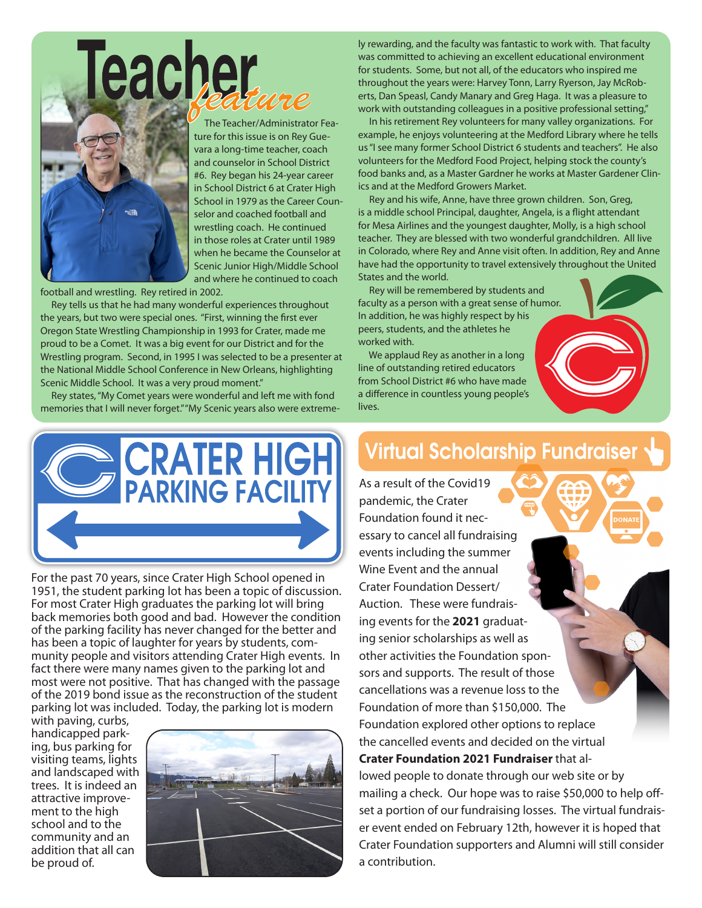# Teacher *feature*

The Teacher/Administrator Feature for this issue is on Rey Guevara a long-time teacher, coach and counselor in School District #6. Rey began his 24-year career in School District 6 at Crater High School in 1979 as the Career Counselor and coached football and wrestling coach. He continued in those roles at Crater until 1989 when he became the Counselor at Scenic Junior High/Middle School and where he continued to coach football and wrestling. Rey retired in 2002.

Rey tells us that he had many wonderful experiences throughout the years, but two were special ones. "First, winning the first ever Oregon State Wrestling Championship in 1993 for Crater, made me proud to be a Comet. It was a big event for our District and for the Wrestling program. Second, in 1995 I was selected to be a presenter at the National Middle School Conference in New Orleans, highlighting Scenic Middle School. It was a very proud moment."

Rey states, "My Comet years were wonderful and left me with fond memories that I will never forget." "My Scenic years also were extremely rewarding, and the faculty was fantastic to work with. That faculty was committed to achieving an excellent educational environment for students. Some, but not all, of the educators who inspired me throughout the years were: Harvey Tonn, Larry Ryerson, Jay McRoberts, Dan Speasl, Candy Manary and Greg Haga. It was a pleasure to work with outstanding colleagues in a positive professional setting,"

In his retirement Rey volunteers for many valley organizations. For example, he enjoys volunteering at the Medford Library where he tells us "I see many former School District 6 students and teachers". He also volunteers for the Medford Food Project, helping stock the county's food banks and, as a Master Gardner he works at Master Gardener Clinics and at the Medford Growers Market.

Rey and his wife, Anne, have three grown children. Son, Greg, is a middle school Principal, daughter, Angela, is a flight attendant for Mesa Airlines and the youngest daughter, Molly, is a high school teacher. They are blessed with two wonderful grandchildren. All live in Colorado, where Rey and Anne visit often. In addition, Rey and Anne have had the opportunity to travel extensively throughout the United States and the world.

Rey will be remembered by students and faculty as a person with a great sense of humor. In addition, he was highly respect by his peers, students, and the athletes he worked with.

We applaud Rey as another in a long line of outstanding retired educators from School District #6 who have made a difference in countless young people's lives.

## CRATER HIGH PARKING FACILITY

For the past 70 years, since Crater High School opened in 1951, the student parking lot has been a topic of discussion. For most Crater High graduates the parking lot will bring back memories both good and bad. However the condition of the parking facility has never changed for the better and has been a topic of laughter for years by students, community people and visitors attending Crater High events. In fact there were many names given to the parking lot and most were not positive. That has changed with the passage of the 2019 bond issue as the reconstruction of the student parking lot was included. Today, the parking lot is modern with paving, curbs, handicapped parking, bus parking for visiting teams, lights and landscaped with trees. It is indeed an attractive improvement to the high school and to the community and an addition that all can be proud of.

## Virtual Scholarship Fundraiser

As a result of the Covid19 pandemic, the Crater Foundation found it necessary to cancel all fundraising events including the summer Wine Event and the annual Crater Foundation Dessert/Auction. These were fundraising events for the **2021** graduating senior scholarships as well as other activities the Foundation sponsors and supports. The result of those cancellations was a revenue loss to the Foundation of more than $150,000. The Foundation explored other options to replace the cancelled events and decided on the virtual **Crater Foundation 2021 Fundraiser** that allowed people to donate through our web site or by mailing a check. Our hope was to raise $50,000 to help offset a portion of our fundraising losses. The virtual fundraiser event ended on February 12th, however it is hoped that Crater Foundation supporters and Alumni will still consider a contribution.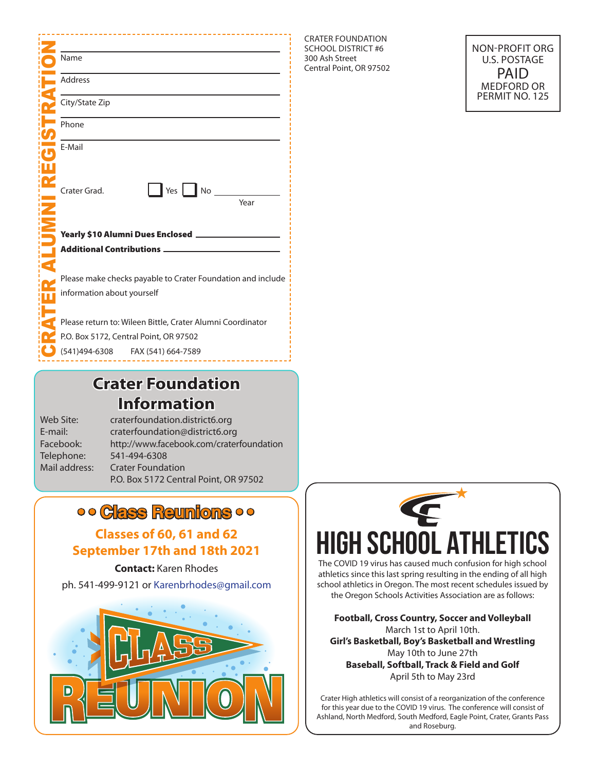## CRATER ALUMNI REGISTRATION

Name ______________________________

Address ______________________________

City/State Zip ______________________________

Phone ______________________________

E-Mail ______________________________

Crater Grad. ☐ Yes ☐ No ____________ Year

**Yearly $10 Alumni Dues Enclosed** ____________

**Additional Contributions** ____________

Please make checks payable to Crater Foundation and include information about yourself

Please return to: Wileen Bittle, Crater Alumni Coordinator
P.O. Box 5172, Central Point, OR 97502
(541)494-6308 FAX (541) 664-7589

CRATER FOUNDATION
SCHOOL DISTRICT #6
300 Ash Street
Central Point, OR 97502

NON-PROFIT ORG
U.S. POSTAGE
PAID
MEDFORD OR
PERMIT NO. 125

## Crater Foundation Information

| | |
|---|---|
| Web Site: | craterfoundation.district6.org |
| E-mail: | craterfoundation@district6.org |
| Facebook: | http://www.facebook.com/craterfoundation |
| Telephone: | 541-494-6308 |
| Mail address: | Crater Foundation<br>P.O. Box 5172 Central Point, OR 97502 |

## Class Reunions

**Classes of 60, 61 and 62**
**September 17th and 18th 2021**

**Contact:** Karen Rhodes

ph. 541-499-9121 or Karenbrhodes@gmail.com

CLASS REUNION

## HIGH SCHOOL ATHLETICS

The COVID 19 virus has caused much confusion for high school athletics since this last spring resulting in the ending of all high school athletics in Oregon. The most recent schedules issued by the Oregon Schools Activities Association are as follows:

**Football, Cross Country, Soccer and Volleyball**
March 1st to April 10th.

**Girl's Basketball, Boy's Basketball and Wrestling**
May 10th to June 27th

**Baseball, Softball, Track & Field and Golf**
April 5th to May 23rd

Crater High athletics will consist of a reorganization of the conference for this year due to the COVID 19 virus. The conference will consist of Ashland, North Medford, South Medford, Eagle Point, Crater, Grants Pass and Roseburg.